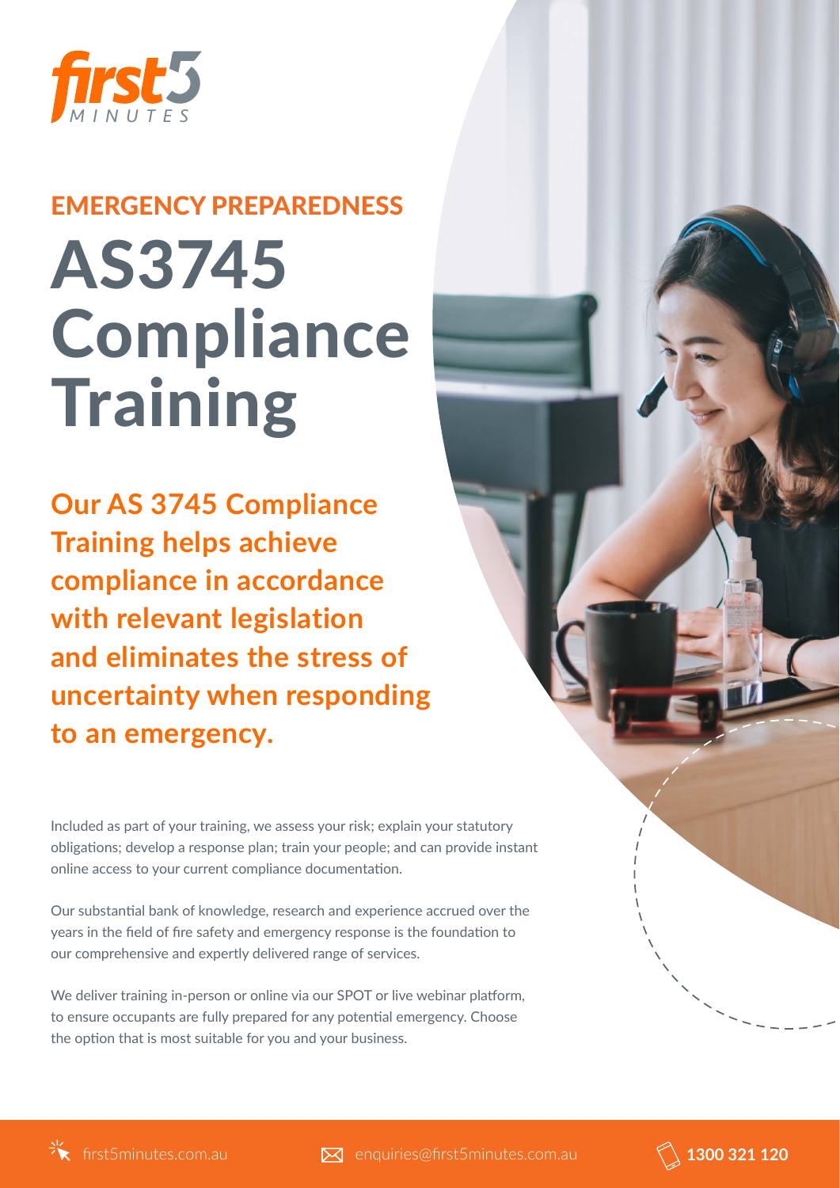first5 MINUTES

## EMERGENCY PREPAREDNESS

# AS3745 Compliance Training

**Our AS 3745 Compliance Training helps achieve compliance in accordance with relevant legislation and eliminates the stress of uncertainty when responding to an emergency.**

Included as part of your training, we assess your risk; explain your statutory obligations; develop a response plan; train your people; and can provide instant online access to your current compliance documentation.

Our substantial bank of knowledge, research and experience accrued over the years in the field of fire safety and emergency response is the foundation to our comprehensive and expertly delivered range of services.

We deliver training in-person or online via our SPOT or live webinar platform, to ensure occupants are fully prepared for any potential emergency. Choose the option that is most suitable for you and your business.

first5minutes.com.au enquiries@first5minutes.com.au **1300 321 120**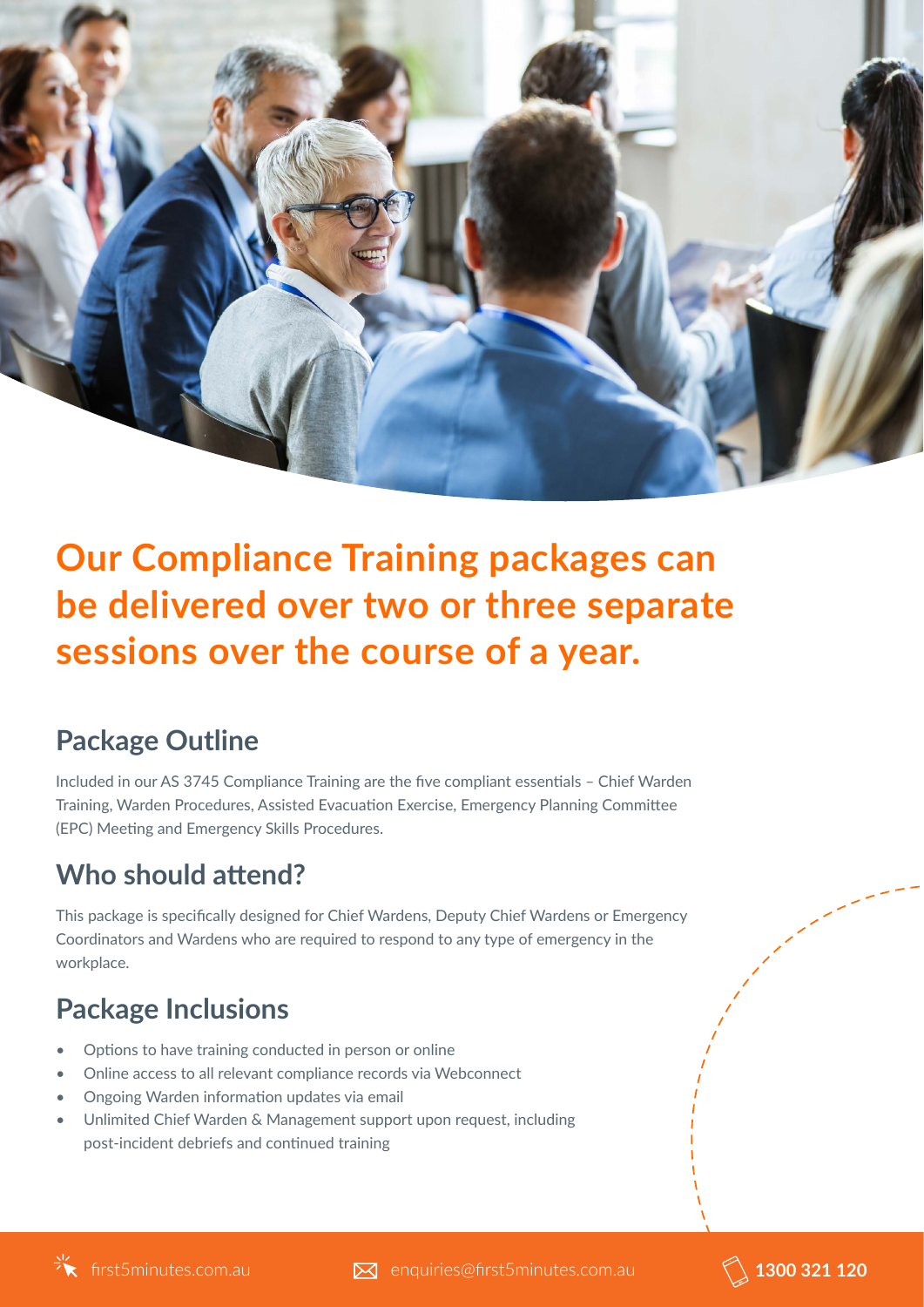# Our Compliance Training packages can be delivered over two or three separate sessions over the course of a year.

## Package Outline

Included in our AS 3745 Compliance Training are the five compliant essentials – Chief Warden Training, Warden Procedures, Assisted Evacuation Exercise, Emergency Planning Committee (EPC) Meeting and Emergency Skills Procedures.

## Who should attend?

This package is specifically designed for Chief Wardens, Deputy Chief Wardens or Emergency Coordinators and Wardens who are required to respond to any type of emergency in the workplace.

## Package Inclusions

- Options to have training conducted in person or online
- Online access to all relevant compliance records via Webconnect
- Ongoing Warden information updates via email
- Unlimited Chief Warden & Management support upon request, including post-incident debriefs and continued training

first5minutes.com.au enquiries@first5minutes.com.au **1300 321 120**